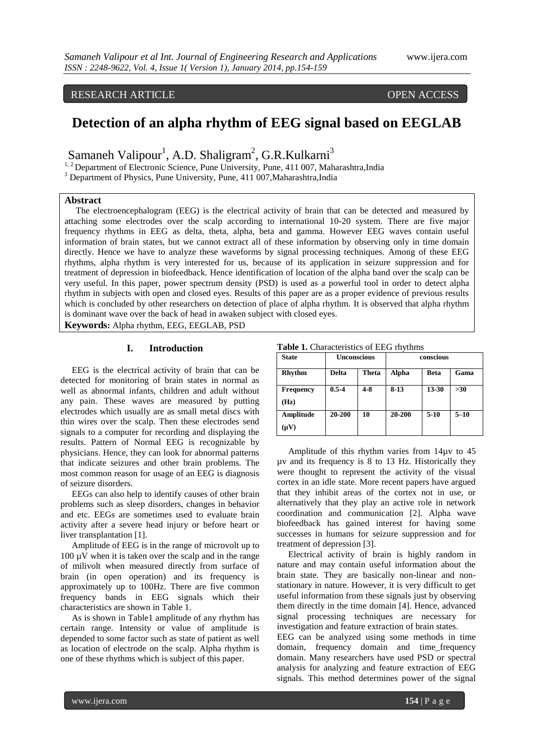RESEARCH ARTICLE OPEN ACCESS

# Detection of an alpha rhythm of EEG signal based on EEGLAB

Samaneh Valipour[1], A.D. Shaligram[2], G.R.Kulkarni[3]

[1, 2] Department of Electronic Science, Pune University, Pune, 411 007, Maharashtra,India
[3] Department of Physics, Pune University, Pune, 411 007,Maharashtra,India

## Abstract

The electroencephalogram (EEG) is the electrical activity of brain that can be detected and measured by attaching some electrodes over the scalp according to international 10-20 system. There are five major frequency rhythms in EEG as delta, theta, alpha, beta and gamma. However EEG waves contain useful information of brain states, but we cannot extract all of these information by observing only in time domain directly. Hence we have to analyze these waveforms by signal processing techniques. Among of these EEG rhythms, alpha rhythm is very interested for us, because of its application in seizure suppression and for treatment of depression in biofeedback. Hence identification of location of the alpha band over the scalp can be very useful. In this paper, power spectrum density (PSD) is used as a powerful tool in order to detect alpha rhythm in subjects with open and closed eyes. Results of this paper are as a proper evidence of previous results which is concluded by other researchers on detection of place of alpha rhythm. It is observed that alpha rhythm is dominant wave over the back of head in awaken subject with closed eyes.

**Keywords:** Alpha rhythm, EEG, EEGLAB, PSD

## I. Introduction

EEG is the electrical activity of brain that can be detected for monitoring of brain states in normal as well as abnormal infants, children and adult without any pain. These waves are measured by putting electrodes which usually are as small metal discs with thin wires over the scalp. Then these electrodes send signals to a computer for recording and displaying the results. Pattern of Normal EEG is recognizable by physicians. Hence, they can look for abnormal patterns that indicate seizures and other brain problems. The most common reason for usage of an EEG is diagnosis of seizure disorders.

EEGs can also help to identify causes of other brain problems such as sleep disorders, changes in behavior and etc. EEGs are sometimes used to evaluate brain activity after a severe head injury or before heart or liver transplantation [1].

Amplitude of EEG is in the range of microvolt up to 100 µV when it is taken over the scalp and in the range of milivolt when measured directly from surface of brain (in open operation) and its frequency is approximately up to 100Hz. There are five common frequency bands in EEG signals which their characteristics are shown in Table 1.

As is shown in Table1 amplitude of any rhythm has certain range. Intensity or value of amplitude is depended to some factor such as state of patient as well as location of electrode on the scalp. Alpha rhythm is one of these rhythms which is subject of this paper.

**Table 1.** Characteristics of EEG rhythms

| State | Unconscious | | conscious | | |
|---|---|---|---|---|---|
| Rhythm | Delta | Theta | Alpha | Beta | Gama |
| Frequency (Hz) | 0.5-4 | 4-8 | 8-13 | 13-30 | >30 |
| Amplitude (µV) | 20-200 | 10 | 20-200 | 5-10 | 5–10 |

Amplitude of this rhythm varies from 14µv to 45 µv and its frequency is 8 to 13 Hz. Historically they were thought to represent the activity of the visual cortex in an idle state. More recent papers have argued that they inhibit areas of the cortex not in use, or alternatively that they play an active role in network coordination and communication [2]. Alpha wave biofeedback has gained interest for having some successes in humans for seizure suppression and for treatment of depression [3].

Electrical activity of brain is highly random in nature and may contain useful information about the brain state. They are basically non-linear and non-stationary in nature. However, it is very difficult to get useful information from these signals just by observing them directly in the time domain [4]. Hence, advanced signal processing techniques are necessary for investigation and feature extraction of brain states.

EEG can be analyzed using some methods in time domain, frequency domain and time_frequency domain. Many researchers have used PSD or spectral analysis for analyzing and feature extraction of EEG signals. This method determines power of the signal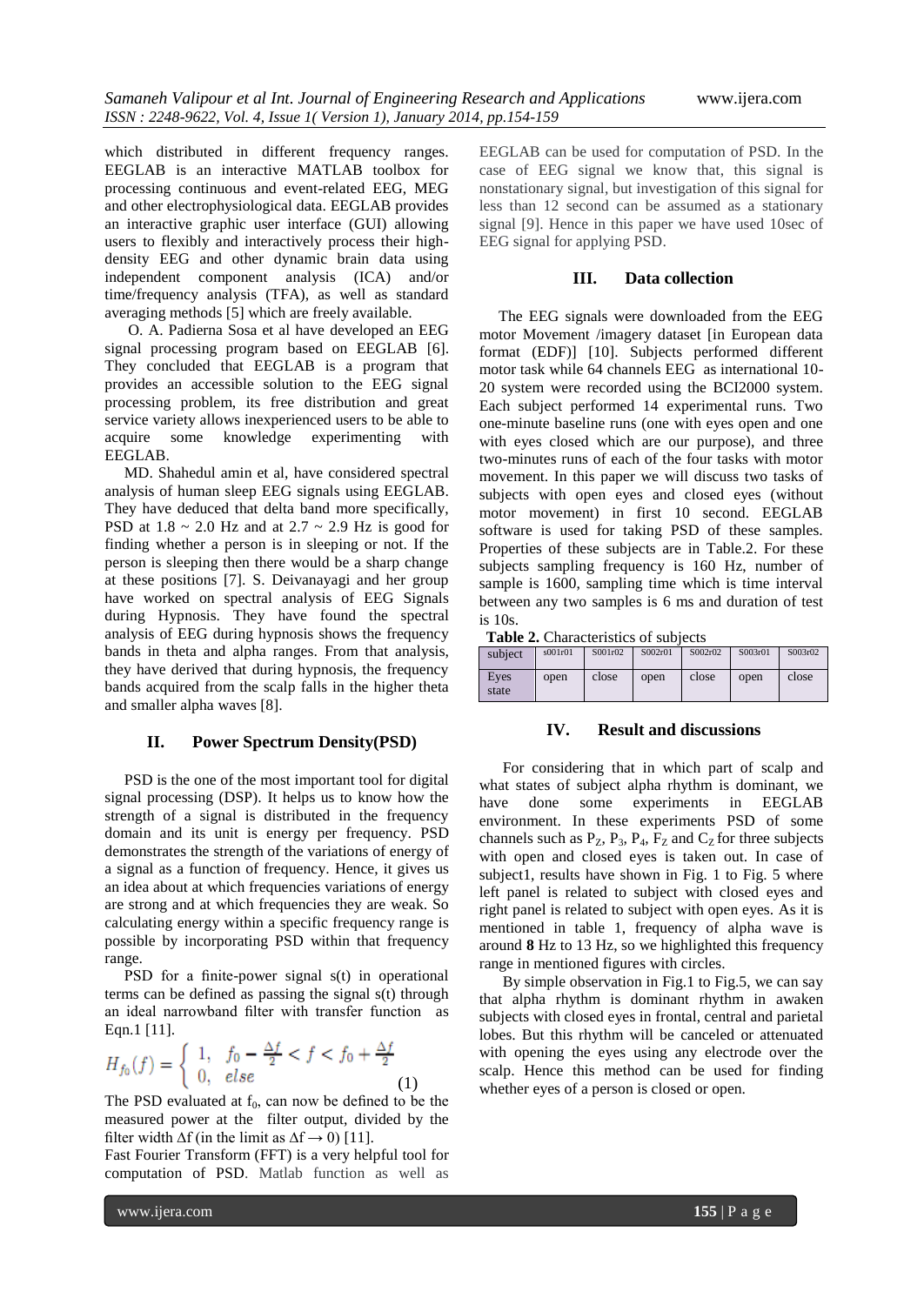which distributed in different frequency ranges. EEGLAB is an interactive MATLAB toolbox for processing continuous and event-related EEG, MEG and other electrophysiological data. EEGLAB provides an interactive graphic user interface (GUI) allowing users to flexibly and interactively process their high-density EEG and other dynamic brain data using independent component analysis (ICA) and/or time/frequency analysis (TFA), as well as standard averaging methods [5] which are freely available.

O. A. Padierna Sosa et al have developed an EEG signal processing program based on EEGLAB [6]. They concluded that EEGLAB is a program that provides an accessible solution to the EEG signal processing problem, its free distribution and great service variety allows inexperienced users to be able to acquire some knowledge experimenting with EEGLAB.

MD. Shahedul amin et al, have considered spectral analysis of human sleep EEG signals using EEGLAB. They have deduced that delta band more specifically, PSD at 1.8 ~ 2.0 Hz and at 2.7 ~ 2.9 Hz is good for finding whether a person is in sleeping or not. If the person is sleeping then there would be a sharp change at these positions [7]. S. Deivanayagi and her group have worked on spectral analysis of EEG Signals during Hypnosis. They have found the spectral analysis of EEG during hypnosis shows the frequency bands in theta and alpha ranges. From that analysis, they have derived that during hypnosis, the frequency bands acquired from the scalp falls in the higher theta and smaller alpha waves [8].

## II. Power Spectrum Density(PSD)

PSD is the one of the most important tool for digital signal processing (DSP). It helps us to know how the strength of a signal is distributed in the frequency domain and its unit is energy per frequency. PSD demonstrates the strength of the variations of energy of a signal as a function of frequency. Hence, it gives us an idea about at which frequencies variations of energy are strong and at which frequencies they are weak. So calculating energy within a specific frequency range is possible by incorporating PSD within that frequency range.

PSD for a finite-power signal s(t) in operational terms can be defined as passing the signal s(t) through an ideal narrowband filter with transfer function as Eqn.1 [11].

$$H_{f_0}(f) = \begin{cases} 1, & f_0 - \frac{\Delta f}{2} < f < f_0 + \frac{\Delta f}{2} \\ 0, & else \end{cases} \quad (1)$$

The PSD evaluated at $f_0$, can now be defined to be the measured power at the filter output, divided by the filter width $\Delta f$ (in the limit as $\Delta f \rightarrow 0$) [11].

Fast Fourier Transform (FFT) is a very helpful tool for computation of PSD. Matlab function as well as EEGLAB can be used for computation of PSD. In the case of EEG signal we know that, this signal is nonstationary signal, but investigation of this signal for less than 12 second can be assumed as a stationary signal [9]. Hence in this paper we have used 10sec of EEG signal for applying PSD.

## III. Data collection

The EEG signals were downloaded from the EEG motor Movement /imagery dataset [in European data format (EDF)] [10]. Subjects performed different motor task while 64 channels EEG as international 10-20 system were recorded using the BCI2000 system. Each subject performed 14 experimental runs. Two one-minute baseline runs (one with eyes open and one with eyes closed which are our purpose), and three two-minutes runs of each of the four tasks with motor movement. In this paper we will discuss two tasks of subjects with open eyes and closed eyes (without motor movement) in first 10 second. EEGLAB software is used for taking PSD of these samples. Properties of these subjects are in Table.2. For these subjects sampling frequency is 160 Hz, number of sample is 1600, sampling time which is time interval between any two samples is 6 ms and duration of test is 10s.

**Table 2.** Characteristics of subjects

| subject | s001r01 | S001r02 | S002r01 | S002r02 | S003r01 | S003r02 |
|---|---|---|---|---|---|---|
| Eyes state | open | close | open | close | open | close |

## IV. Result and discussions

For considering that in which part of scalp and what states of subject alpha rhythm is dominant, we have done some experiments in EEGLAB environment. In these experiments PSD of some channels such as $P_Z$, $P_3$, $P_4$, $F_Z$ and $C_Z$ for three subjects with open and closed eyes is taken out. In case of subject1, results have shown in Fig. 1 to Fig. 5 where left panel is related to subject with closed eyes and right panel is related to subject with open eyes. As it is mentioned in table 1, frequency of alpha wave is around **8** Hz to 13 Hz, so we highlighted this frequency range in mentioned figures with circles.

By simple observation in Fig.1 to Fig.5, we can say that alpha rhythm is dominant rhythm in awaken subjects with closed eyes in frontal, central and parietal lobes. But this rhythm will be canceled or attenuated with opening the eyes using any electrode over the scalp. Hence this method can be used for finding whether eyes of a person is closed or open.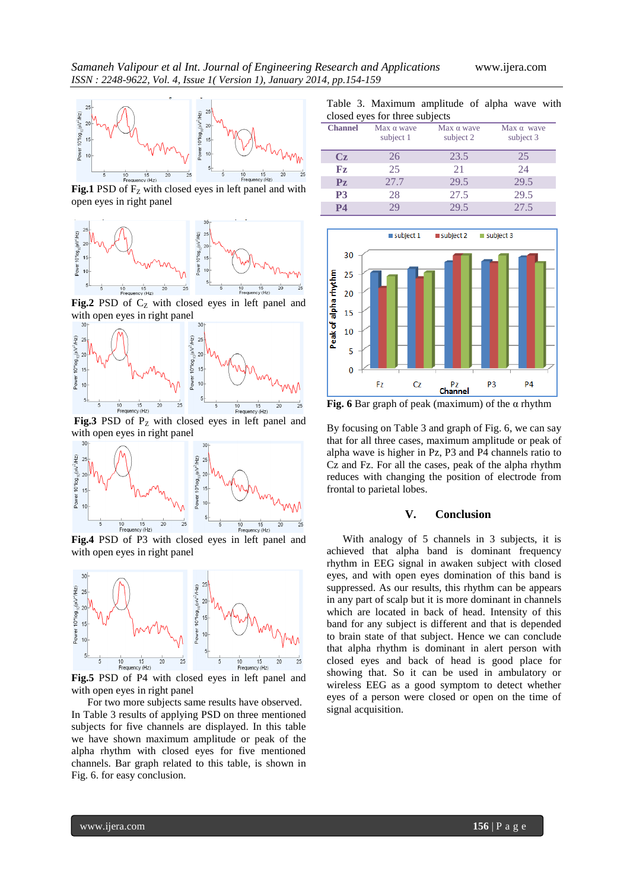**Fig.1** PSD of $F_Z$ with closed eyes in left panel and with open eyes in right panel

**Fig.2** PSD of $C_Z$ with closed eyes in left panel and with open eyes in right panel

**Fig.3** PSD of $P_Z$ with closed eyes in left panel and with open eyes in right panel

**Fig.4** PSD of P3 with closed eyes in left panel and with open eyes in right panel

**Fig.5** PSD of P4 with closed eyes in left panel and with open eyes in right panel

For two more subjects same results have observed. In Table 3 results of applying PSD on three mentioned subjects for five channels are displayed. In this table we have shown maximum amplitude or peak of the alpha rhythm with closed eyes for five mentioned channels. Bar graph related to this table, is shown in Fig. 6. for easy conclusion.

Table 3. Maximum amplitude of alpha wave with closed eyes for three subjects

| Channel | Max α wave subject 1 | Max α wave subject 2 | Max α wave subject 3 |
|---|---|---|---|
| **Cz** | 26 | 23.5 | 25 |
| **Fz** | 25 | 21 | 24 |
| **Pz** | 27.7 | 29.5 | 29.5 |
| **P3** | 28 | 27.5 | 29.5 |
| **P4** | 29 | 29.5 | 27.5 |

**Fig. 6** Bar graph of peak (maximum) of the α rhythm

By focusing on Table 3 and graph of Fig. 6, we can say that for all three cases, maximum amplitude or peak of alpha wave is higher in Pz, P3 and P4 channels ratio to Cz and Fz. For all the cases, peak of the alpha rhythm reduces with changing the position of electrode from frontal to parietal lobes.

## V. Conclusion

With analogy of 5 channels in 3 subjects, it is achieved that alpha band is dominant frequency rhythm in EEG signal in awaken subject with closed eyes, and with open eyes domination of this band is suppressed. As our results, this rhythm can be appears in any part of scalp but it is more dominant in channels which are located in back of head. Intensity of this band for any subject is different and that is depended to brain state of that subject. Hence we can conclude that alpha rhythm is dominant in alert person with closed eyes and back of head is good place for showing that. So it can be used in ambulatory or wireless EEG as a good symptom to detect whether eyes of a person were closed or open on the time of signal acquisition.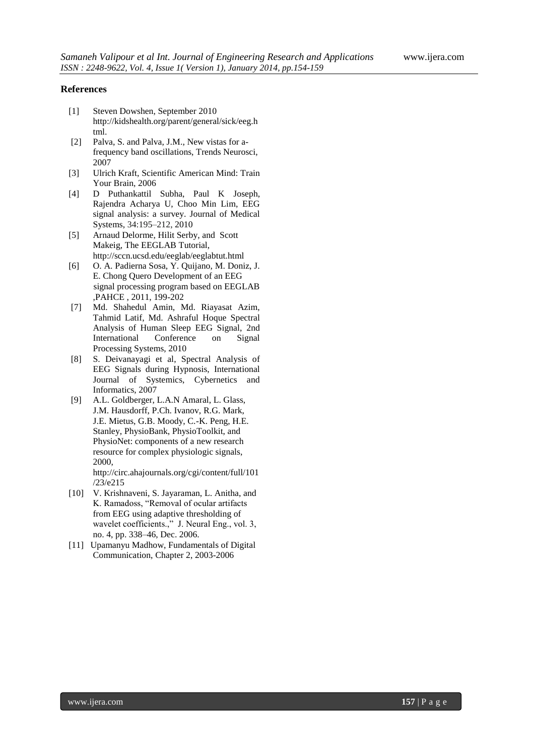## References

[1] Steven Dowshen, September 2010 http://kidshealth.org/parent/general/sick/eeg.html.

[2] Palva, S. and Palva, J.M., New vistas for a-frequency band oscillations, Trends Neurosci, 2007

[3] Ulrich Kraft, Scientific American Mind: Train Your Brain, 2006

[4] D Puthankattil Subha, Paul K Joseph, Rajendra Acharya U, Choo Min Lim, EEG signal analysis: a survey. Journal of Medical Systems, 34:195–212, 2010

[5] Arnaud Delorme, Hilit Serby, and Scott Makeig, The EEGLAB Tutorial, http://sccn.ucsd.edu/eeglab/eeglabtut.html

[6] O. A. Padierna Sosa, Y. Quijano, M. Doniz, J. E. Chong Quero Development of an EEG signal processing program based on EEGLAB ,PAHCE , 2011, 199-202

[7] Md. Shahedul Amin, Md. Riayasat Azim, Tahmid Latif, Md. Ashraful Hoque Spectral Analysis of Human Sleep EEG Signal, 2nd International Conference on Signal Processing Systems, 2010

[8] S. Deivanayagi et al, Spectral Analysis of EEG Signals during Hypnosis, International Journal of Systemics, Cybernetics and Informatics, 2007

[9] A.L. Goldberger, L.A.N Amaral, L. Glass, J.M. Hausdorff, P.Ch. Ivanov, R.G. Mark, J.E. Mietus, G.B. Moody, C.-K. Peng, H.E. Stanley, PhysioBank, PhysioToolkit, and PhysioNet: components of a new research resource for complex physiologic signals, 2000, http://circ.ahajournals.org/cgi/content/full/101/23/e215

[10] V. Krishnaveni, S. Jayaraman, L. Anitha, and K. Ramadoss, "Removal of ocular artifacts from EEG using adaptive thresholding of wavelet coefficients.," J. Neural Eng., vol. 3, no. 4, pp. 338–46, Dec. 2006.

[11] Upamanyu Madhow, Fundamentals of Digital Communication, Chapter 2, 2003-2006